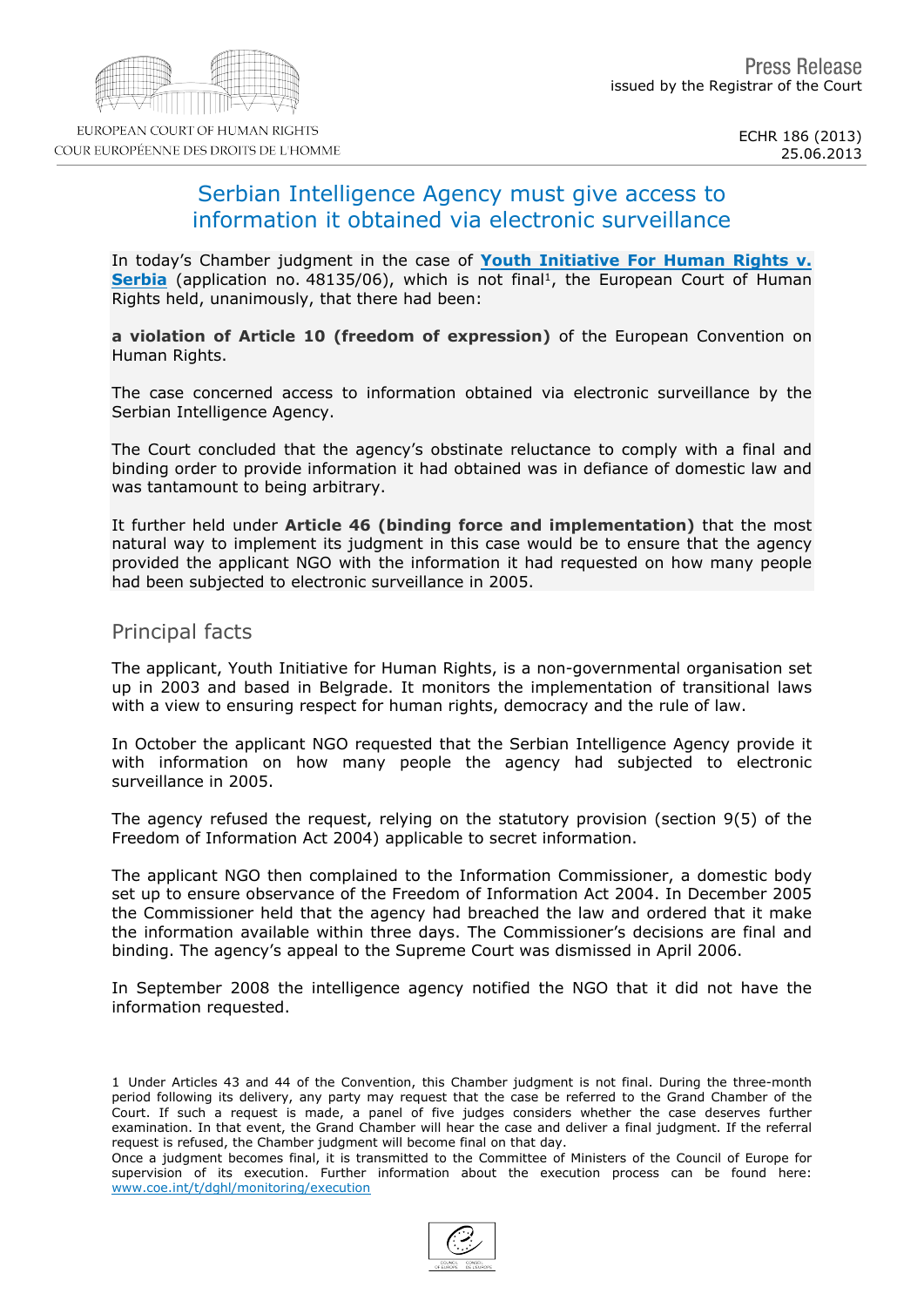EUROPEAN COURT OF HUMAN RIGHTS
COUR EUROPÉENNE DES DROITS DE L'HOMME

Press Release
issued by the Registrar of the Court

ECHR 186 (2013)
25.06.2013

# Serbian Intelligence Agency must give access to information it obtained via electronic surveillance

In today's Chamber judgment in the case of **Youth Initiative For Human Rights v. Serbia** (application no. 48135/06), which is not final[1], the European Court of Human Rights held, unanimously, that there had been:

**a violation of Article 10 (freedom of expression)** of the European Convention on Human Rights.

The case concerned access to information obtained via electronic surveillance by the Serbian Intelligence Agency.

The Court concluded that the agency's obstinate reluctance to comply with a final and binding order to provide information it had obtained was in defiance of domestic law and was tantamount to being arbitrary.

It further held under **Article 46 (binding force and implementation)** that the most natural way to implement its judgment in this case would be to ensure that the agency provided the applicant NGO with the information it had requested on how many people had been subjected to electronic surveillance in 2005.

## Principal facts

The applicant, Youth Initiative for Human Rights, is a non-governmental organisation set up in 2003 and based in Belgrade. It monitors the implementation of transitional laws with a view to ensuring respect for human rights, democracy and the rule of law.

In October the applicant NGO requested that the Serbian Intelligence Agency provide it with information on how many people the agency had subjected to electronic surveillance in 2005.

The agency refused the request, relying on the statutory provision (section 9(5) of the Freedom of Information Act 2004) applicable to secret information.

The applicant NGO then complained to the Information Commissioner, a domestic body set up to ensure observance of the Freedom of Information Act 2004. In December 2005 the Commissioner held that the agency had breached the law and ordered that it make the information available within three days. The Commissioner's decisions are final and binding. The agency's appeal to the Supreme Court was dismissed in April 2006.

In September 2008 the intelligence agency notified the NGO that it did not have the information requested.

1 Under Articles 43 and 44 of the Convention, this Chamber judgment is not final. During the three-month period following its delivery, any party may request that the case be referred to the Grand Chamber of the Court. If such a request is made, a panel of five judges considers whether the case deserves further examination. In that event, the Grand Chamber will hear the case and deliver a final judgment. If the referral request is refused, the Chamber judgment will become final on that day.
Once a judgment becomes final, it is transmitted to the Committee of Ministers of the Council of Europe for supervision of its execution. Further information about the execution process can be found here: www.coe.int/t/dghl/monitoring/execution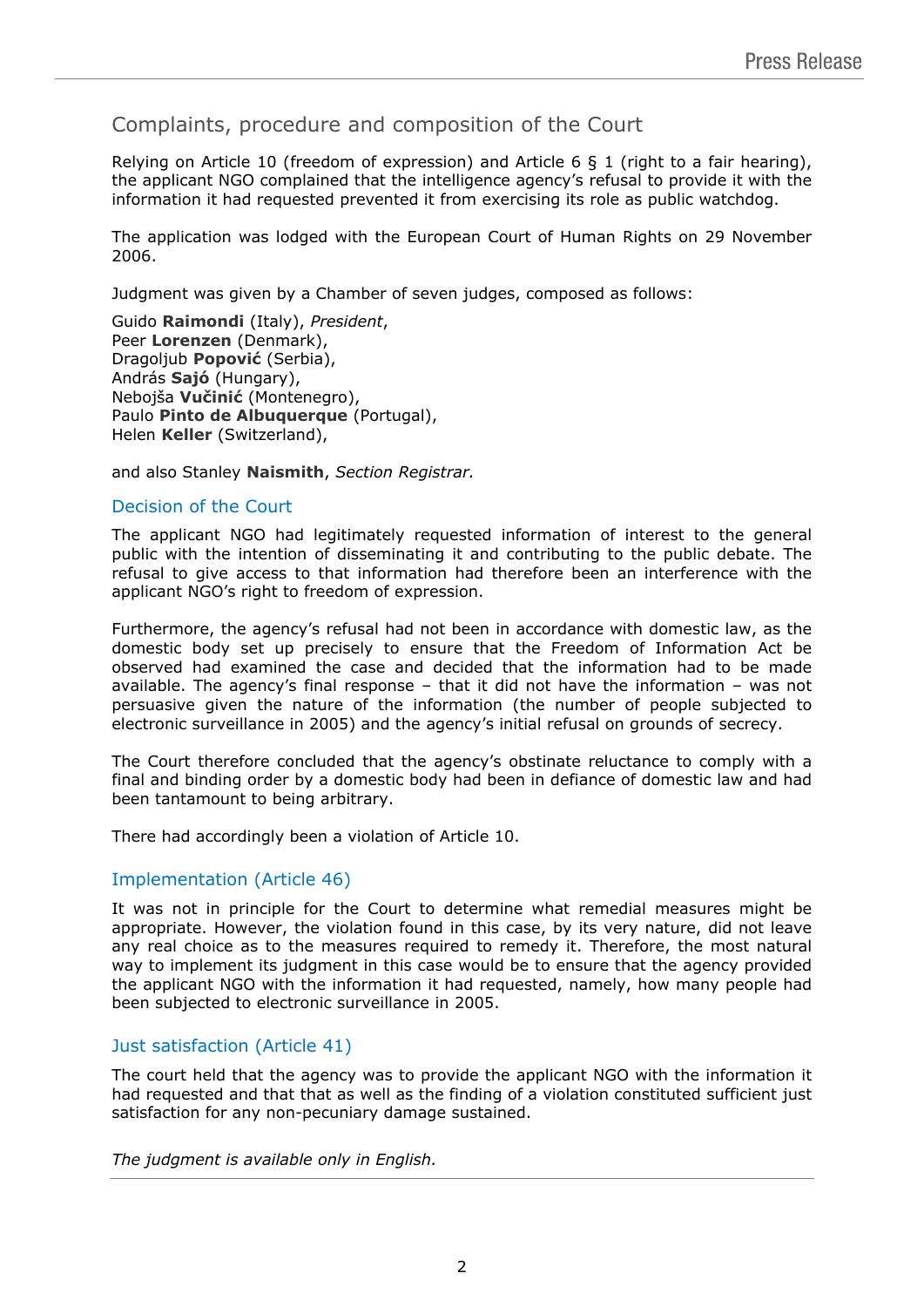## Complaints, procedure and composition of the Court

Relying on Article 10 (freedom of expression) and Article 6 § 1 (right to a fair hearing), the applicant NGO complained that the intelligence agency's refusal to provide it with the information it had requested prevented it from exercising its role as public watchdog.

The application was lodged with the European Court of Human Rights on 29 November 2006.

Judgment was given by a Chamber of seven judges, composed as follows:

Guido **Raimondi** (Italy), *President*,
Peer **Lorenzen** (Denmark),
Dragoljub **Popović** (Serbia),
András **Sajó** (Hungary),
Nebojša **Vučinić** (Montenegro),
Paulo **Pinto de Albuquerque** (Portugal),
Helen **Keller** (Switzerland),

and also Stanley **Naismith**, *Section Registrar.*

### Decision of the Court

The applicant NGO had legitimately requested information of interest to the general public with the intention of disseminating it and contributing to the public debate. The refusal to give access to that information had therefore been an interference with the applicant NGO's right to freedom of expression.

Furthermore, the agency's refusal had not been in accordance with domestic law, as the domestic body set up precisely to ensure that the Freedom of Information Act be observed had examined the case and decided that the information had to be made available. The agency's final response – that it did not have the information – was not persuasive given the nature of the information (the number of people subjected to electronic surveillance in 2005) and the agency's initial refusal on grounds of secrecy.

The Court therefore concluded that the agency's obstinate reluctance to comply with a final and binding order by a domestic body had been in defiance of domestic law and had been tantamount to being arbitrary.

There had accordingly been a violation of Article 10.

### Implementation (Article 46)

It was not in principle for the Court to determine what remedial measures might be appropriate. However, the violation found in this case, by its very nature, did not leave any real choice as to the measures required to remedy it. Therefore, the most natural way to implement its judgment in this case would be to ensure that the agency provided the applicant NGO with the information it had requested, namely, how many people had been subjected to electronic surveillance in 2005.

### Just satisfaction (Article 41)

The court held that the agency was to provide the applicant NGO with the information it had requested and that that as well as the finding of a violation constituted sufficient just satisfaction for any non-pecuniary damage sustained.

*The judgment is available only in English.*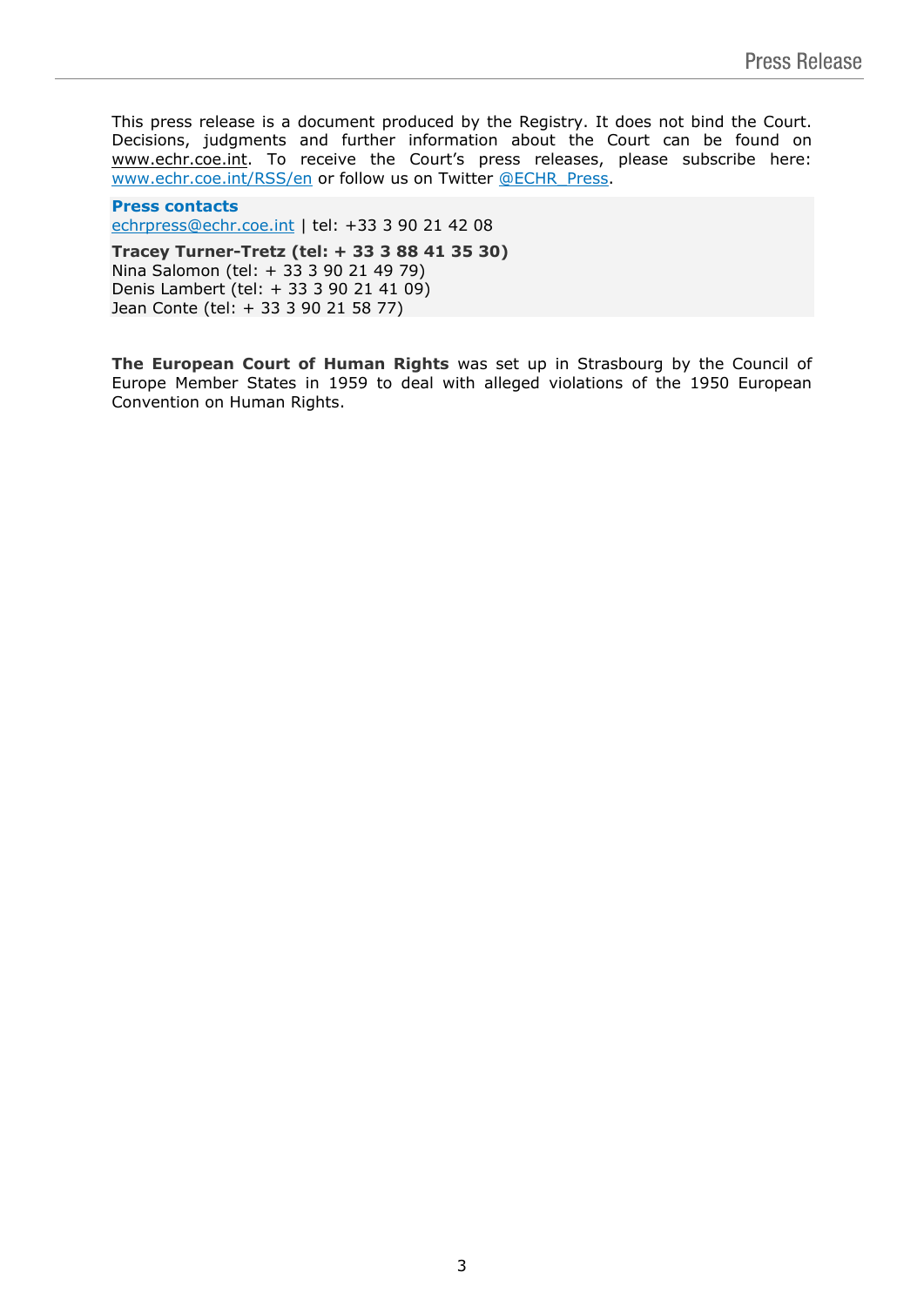This press release is a document produced by the Registry. It does not bind the Court. Decisions, judgments and further information about the Court can be found on www.echr.coe.int. To receive the Court's press releases, please subscribe here: www.echr.coe.int/RSS/en or follow us on Twitter @ECHR_Press.

**Press contacts**
echrpress@echr.coe.int | tel: +33 3 90 21 42 08

**Tracey Turner-Tretz (tel: + 33 3 88 41 35 30)**
Nina Salomon (tel: + 33 3 90 21 49 79)
Denis Lambert (tel: + 33 3 90 21 41 09)
Jean Conte (tel: + 33 3 90 21 58 77)

**The European Court of Human Rights** was set up in Strasbourg by the Council of Europe Member States in 1959 to deal with alleged violations of the 1950 European Convention on Human Rights.